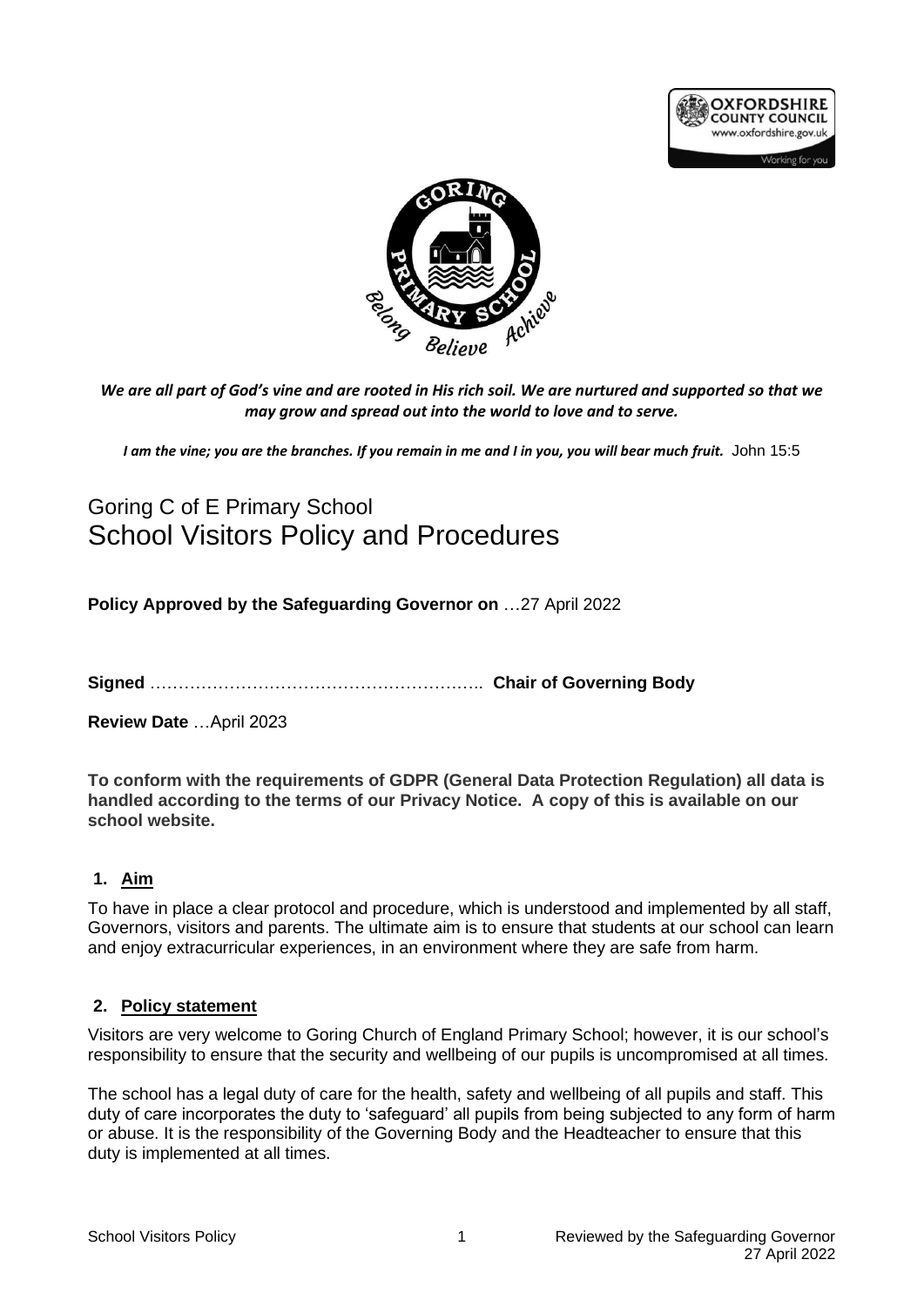*We are all part of God's vine and are rooted in His rich soil. We are nurtured and supported so that we may grow and spread out into the world to love and to serve.*

***I am the vine; you are the branches. If you remain in me and I in you, you will bear much fruit.*** John 15:5

# Goring C of E Primary School
# School Visitors Policy and Procedures

**Policy Approved by the Safeguarding Governor on** …27 April 2022

**Signed** ………………………………………………….. **Chair of Governing Body**

**Review Date** …April 2023

**To conform with the requirements of GDPR (General Data Protection Regulation) all data is handled according to the terms of our Privacy Notice. A copy of this is available on our school website.**

## 1. Aim

To have in place a clear protocol and procedure, which is understood and implemented by all staff, Governors, visitors and parents. The ultimate aim is to ensure that students at our school can learn and enjoy extracurricular experiences, in an environment where they are safe from harm.

## 2. Policy statement

Visitors are very welcome to Goring Church of England Primary School; however, it is our school's responsibility to ensure that the security and wellbeing of our pupils is uncompromised at all times.

The school has a legal duty of care for the health, safety and wellbeing of all pupils and staff. This duty of care incorporates the duty to 'safeguard' all pupils from being subjected to any form of harm or abuse. It is the responsibility of the Governing Body and the Headteacher to ensure that this duty is implemented at all times.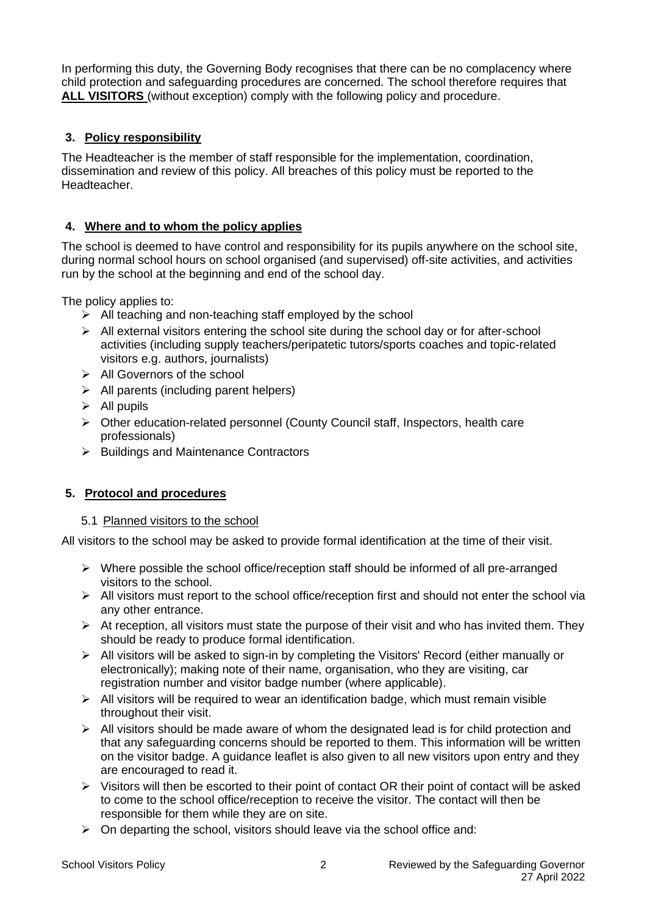In performing this duty, the Governing Body recognises that there can be no complacency where child protection and safeguarding procedures are concerned. The school therefore requires that **ALL VISITORS** (without exception) comply with the following policy and procedure.

## 3. Policy responsibility

The Headteacher is the member of staff responsible for the implementation, coordination, dissemination and review of this policy. All breaches of this policy must be reported to the Headteacher.

## 4. Where and to whom the policy applies

The school is deemed to have control and responsibility for its pupils anywhere on the school site, during normal school hours on school organised (and supervised) off-site activities, and activities run by the school at the beginning and end of the school day.

The policy applies to:

- All teaching and non-teaching staff employed by the school
- All external visitors entering the school site during the school day or for after-school activities (including supply teachers/peripatetic tutors/sports coaches and topic-related visitors e.g. authors, journalists)
- All Governors of the school
- All parents (including parent helpers)
- All pupils
- Other education-related personnel (County Council staff, Inspectors, health care professionals)
- Buildings and Maintenance Contractors

## 5. Protocol and procedures

### 5.1 Planned visitors to the school

All visitors to the school may be asked to provide formal identification at the time of their visit.

- Where possible the school office/reception staff should be informed of all pre-arranged visitors to the school.
- All visitors must report to the school office/reception first and should not enter the school via any other entrance.
- At reception, all visitors must state the purpose of their visit and who has invited them. They should be ready to produce formal identification.
- All visitors will be asked to sign-in by completing the Visitors' Record (either manually or electronically); making note of their name, organisation, who they are visiting, car registration number and visitor badge number (where applicable).
- All visitors will be required to wear an identification badge, which must remain visible throughout their visit.
- All visitors should be made aware of whom the designated lead is for child protection and that any safeguarding concerns should be reported to them. This information will be written on the visitor badge. A guidance leaflet is also given to all new visitors upon entry and they are encouraged to read it.
- Visitors will then be escorted to their point of contact OR their point of contact will be asked to come to the school office/reception to receive the visitor. The contact will then be responsible for them while they are on site.
- On departing the school, visitors should leave via the school office and: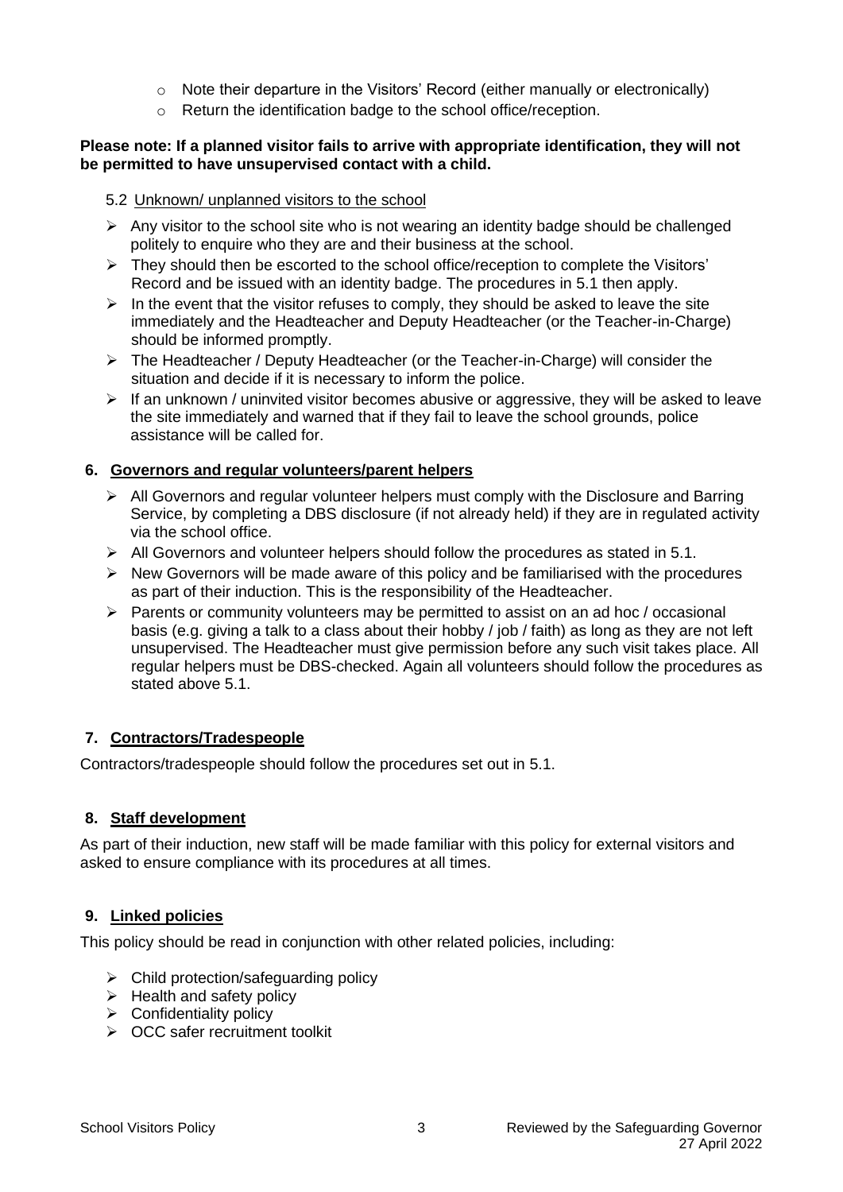- Note their departure in the Visitors' Record (either manually or electronically)
- Return the identification badge to the school office/reception.

**Please note: If a planned visitor fails to arrive with appropriate identification, they will not be permitted to have unsupervised contact with a child.**

5.2 Unknown/ unplanned visitors to the school

- Any visitor to the school site who is not wearing an identity badge should be challenged politely to enquire who they are and their business at the school.
- They should then be escorted to the school office/reception to complete the Visitors' Record and be issued with an identity badge. The procedures in 5.1 then apply.
- In the event that the visitor refuses to comply, they should be asked to leave the site immediately and the Headteacher and Deputy Headteacher (or the Teacher-in-Charge) should be informed promptly.
- The Headteacher / Deputy Headteacher (or the Teacher-in-Charge) will consider the situation and decide if it is necessary to inform the police.
- If an unknown / uninvited visitor becomes abusive or aggressive, they will be asked to leave the site immediately and warned that if they fail to leave the school grounds, police assistance will be called for.

## 6. Governors and regular volunteers/parent helpers

- All Governors and regular volunteer helpers must comply with the Disclosure and Barring Service, by completing a DBS disclosure (if not already held) if they are in regulated activity via the school office.
- All Governors and volunteer helpers should follow the procedures as stated in 5.1.
- New Governors will be made aware of this policy and be familiarised with the procedures as part of their induction. This is the responsibility of the Headteacher.
- Parents or community volunteers may be permitted to assist on an ad hoc / occasional basis (e.g. giving a talk to a class about their hobby / job / faith) as long as they are not left unsupervised. The Headteacher must give permission before any such visit takes place. All regular helpers must be DBS-checked. Again all volunteers should follow the procedures as stated above 5.1.

## 7. Contractors/Tradespeople

Contractors/tradespeople should follow the procedures set out in 5.1.

## 8. Staff development

As part of their induction, new staff will be made familiar with this policy for external visitors and asked to ensure compliance with its procedures at all times.

## 9. Linked policies

This policy should be read in conjunction with other related policies, including:

- Child protection/safeguarding policy
- Health and safety policy
- Confidentiality policy
- OCC safer recruitment toolkit

Reviewed by the Safeguarding Governor
27 April 2022